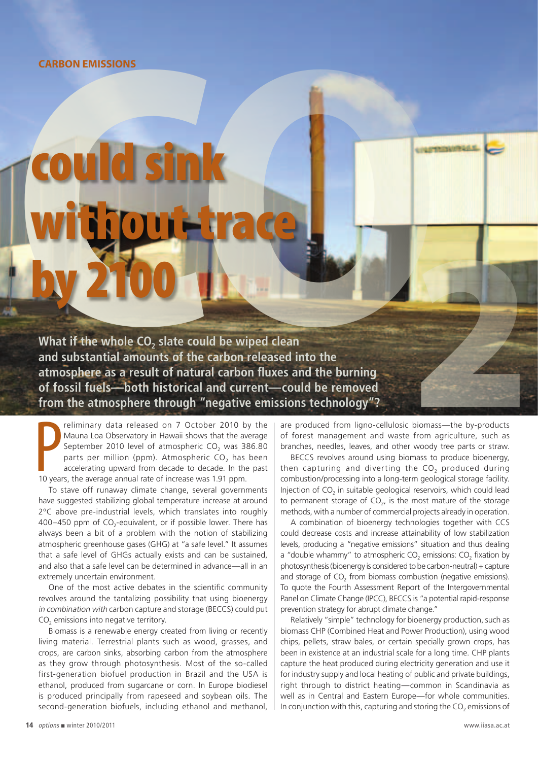CARBON EMISSIONS

# $CO_2$ could sink without trace by 2100

**What if the whole $CO_2$ slate could be wiped clean and substantial amounts of the carbon released into the atmosphere as a result of natural carbon fluxes and the burning of fossil fuels—both historical and current—could be removed from the atmosphere through "negative emissions technology"?**

Preliminary data released on 7 October 2010 by the Mauna Loa Observatory in Hawaii shows that the average September 2010 level of atmospheric $CO_2$ was 386.80 parts per million (ppm). Atmospheric $CO_2$ has been accelerating upward from decade to decade. In the past 10 years, the average annual rate of increase was 1.91 ppm.

To stave off runaway climate change, several governments have suggested stabilizing global temperature increase at around 2°C above pre-industrial levels, which translates into roughly 400–450 ppm of $CO_2$-equivalent, or if possible lower. There has always been a bit of a problem with the notion of stabilizing atmospheric greenhouse gases (GHG) at "a safe level." It assumes that a safe level of GHGs actually exists and can be sustained, and also that a safe level can be determined in advance—all in an extremely uncertain environment.

One of the most active debates in the scientific community revolves around the tantalizing possibility that using bioenergy *in combination with* carbon capture and storage (BECCS) could put $CO_2$ emissions into negative territory.

Biomass is a renewable energy created from living or recently living material. Terrestrial plants such as wood, grasses, and crops, are carbon sinks, absorbing carbon from the atmosphere as they grow through photosynthesis. Most of the so-called first-generation biofuel production in Brazil and the USA is ethanol, produced from sugarcane or corn. In Europe biodiesel is produced principally from rapeseed and soybean oils. The second-generation biofuels, including ethanol and methanol, are produced from ligno-cellulosic biomass—the by-products of forest management and waste from agriculture, such as branches, needles, leaves, and other woody tree parts or straw.

BECCS revolves around using biomass to produce bioenergy, then capturing and diverting the $CO_2$ produced during combustion/processing into a long-term geological storage facility. Injection of $CO_2$ in suitable geological reservoirs, which could lead to permanent storage of $CO_2$, is the most mature of the storage methods, with a number of commercial projects already in operation.

A combination of bioenergy technologies together with CCS could decrease costs and increase attainability of low stabilization levels, producing a "negative emissions" situation and thus dealing a "double whammy" to atmospheric $CO_2$ emissions: $CO_2$ fixation by photosynthesis (bioenergy is considered to be carbon-neutral) + capture and storage of $CO_2$ from biomass combustion (negative emissions). To quote the Fourth Assessment Report of the Intergovernmental Panel on Climate Change (IPCC), BECCS is "a potential rapid-response prevention strategy for abrupt climate change."

Relatively "simple" technology for bioenergy production, such as biomass CHP (Combined Heat and Power Production), using wood chips, pellets, straw bales, or certain specially grown crops, has been in existence at an industrial scale for a long time. CHP plants capture the heat produced during electricity generation and use it for industry supply and local heating of public and private buildings, right through to district heating—common in Scandinavia as well as in Central and Eastern Europe—for whole communities. In conjunction with this, capturing and storing the $CO_2$ emissions of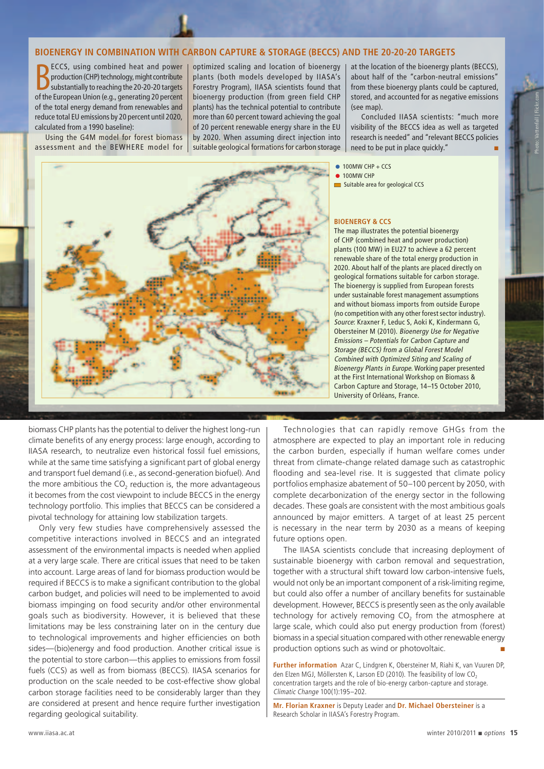## BIOENERGY IN COMBINATION WITH CARBON CAPTURE & STORAGE (BECCS) AND THE 20-20-20 TARGETS

BECCS, using combined heat and power production (CHP) technology, might contribute substantially to reaching the 20-20-20 targets of the European Union (e.g., generating 20 percent of the total energy demand from renewables and reduce total EU emissions by 20 percent until 2020, calculated from a 1990 baseline):

Using the G4M model for forest biomass assessment and the BEWHERE model for optimized scaling and location of bioenergy plants (both models developed by IIASA's Forestry Program), IIASA scientists found that bioenergy production (from green field CHP plants) has the technical potential to contribute more than 60 percent toward achieving the goal of 20 percent renewable energy share in the EU by 2020. When assuming direct injection into suitable geological formations for carbon storage at the location of the bioenergy plants (BECCS), about half of the "carbon-neutral emissions" from these bioenergy plants could be captured, stored, and accounted for as negative emissions (see map).

Concluded IIASA scientists: "much more visibility of the BECCS idea as well as targeted research is needed" and "relevant BECCS policies need to be put in place quickly."

100MW CHP + CCS

100MW CHP

Suitable area for geological CCS

### BIOENERGY & CCS

The map illustrates the potential bioenergy of CHP (combined heat and power production) plants (100 MW) in EU27 to achieve a 62 percent renewable share of the total energy production in 2020. About half of the plants are placed directly on geological formations suitable for carbon storage. The bioenergy is supplied from European forests under sustainable forest management assumptions and without biomass imports from outside Europe (no competition with any other forest sector industry). *Source*: Kraxner F, Leduc S, Aoki K, Kindermann G, Obersteiner M (2010). *Bioenergy Use for Negative Emissions – Potentials for Carbon Capture and Storage (BECCS) from a Global Forest Model Combined with Optimized Siting and Scaling of Bioenergy Plants in Europe*. Working paper presented at the First International Workshop on Biomass & Carbon Capture and Storage, 14–15 October 2010, University of Orléans, France.

Photo: Vattenfall | Flickr.com

biomass CHP plants has the potential to deliver the highest long-run climate benefits of any energy process: large enough, according to IIASA research, to neutralize even historical fossil fuel emissions, while at the same time satisfying a significant part of global energy and transport fuel demand (i.e., as second-generation biofuel). And the more ambitious the $CO_2$ reduction is, the more advantageous it becomes from the cost viewpoint to include BECCS in the energy technology portfolio. This implies that BECCS can be considered a pivotal technology for attaining low stabilization targets.

Only very few studies have comprehensively assessed the competitive interactions involved in BECCS and an integrated assessment of the environmental impacts is needed when applied at a very large scale. There are critical issues that need to be taken into account. Large areas of land for biomass production would be required if BECCS is to make a significant contribution to the global carbon budget, and policies will need to be implemented to avoid biomass impinging on food security and/or other environmental goals such as biodiversity. However, it is believed that these limitations may be less constraining later on in the century due to technological improvements and higher efficiencies on both sides—(bio)energy and food production. Another critical issue is the potential to store carbon—this applies to emissions from fossil fuels (CCS) as well as from biomass (BECCS). IIASA scenarios for production on the scale needed to be cost-effective show global carbon storage facilities need to be considerably larger than they are considered at present and hence require further investigation regarding geological suitability.

Technologies that can rapidly remove GHGs from the atmosphere are expected to play an important role in reducing the carbon burden, especially if human welfare comes under threat from climate-change related damage such as catastrophic flooding and sea-level rise. It is suggested that climate policy portfolios emphasize abatement of 50–100 percent by 2050, with complete decarbonization of the energy sector in the following decades. These goals are consistent with the most ambitious goals announced by major emitters. A target of at least 25 percent is necessary in the near term by 2030 as a means of keeping future options open.

The IIASA scientists conclude that increasing deployment of sustainable bioenergy with carbon removal and sequestration, together with a structural shift toward low carbon-intensive fuels, would not only be an important component of a risk-limiting regime, but could also offer a number of ancillary benefits for sustainable development. However, BECCS is presently seen as the only available technology for actively removing $CO_2$ from the atmosphere at large scale, which could also put energy production from (forest) biomass in a special situation compared with other renewable energy production options such as wind or photovoltaic.

**Further information** Azar C, Lindgren K, Obersteiner M, Riahi K, van Vuuren DP, den Elzen MGJ, Möllersten K, Larson ED (2010). The feasibility of low $CO_2$ concentration targets and the role of bio-energy carbon-capture and storage. *Climatic Change* 100(1):195–202.

**Mr. Florian Kraxner** is Deputy Leader and **Dr. Michael Obersteiner** is a Research Scholar in IIASA's Forestry Program.